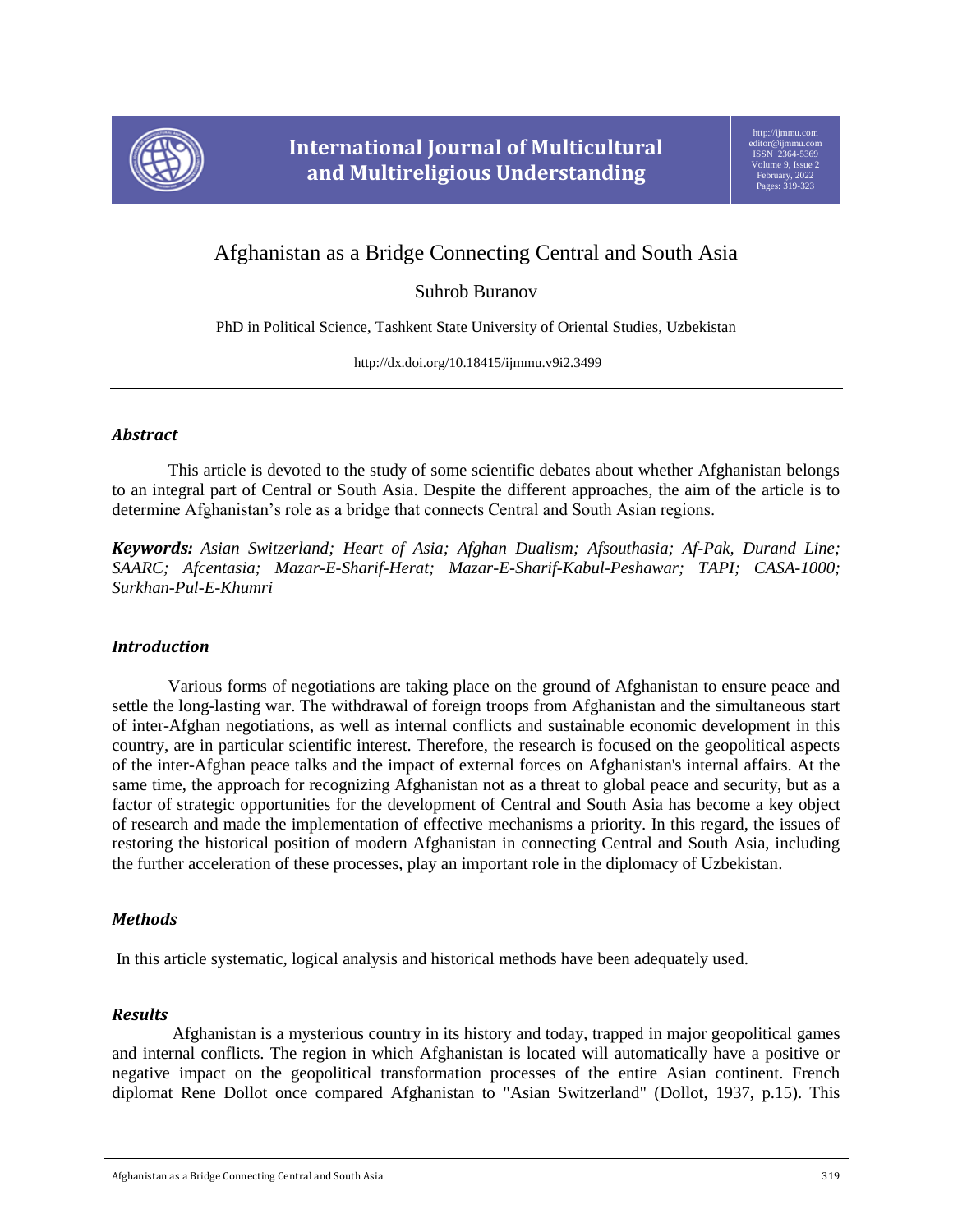# Afghanistan as a Bridge Connecting Central and South Asia

Suhrob Buranov

PhD in Political Science, Tashkent State University of Oriental Studies, Uzbekistan

http://dx.doi.org/10.18415/ijmmu.v9i2.3499

## *Abstract*

This article is devoted to the study of some scientific debates about whether Afghanistan belongs to an integral part of Central or South Asia. Despite the different approaches, the aim of the article is to determine Afghanistan's role as a bridge that connects Central and South Asian regions.

***Keywords:*** *Asian Switzerland; Heart of Asia; Afghan Dualism; Afsouthasia; Af-Pak, Durand Line; SAARC; Afcentasia; Mazar-E-Sharif-Herat; Mazar-E-Sharif-Kabul-Peshawar; TAPI; CASA-1000; Surkhan-Pul-E-Khumri*

## *Introduction*

Various forms of negotiations are taking place on the ground of Afghanistan to ensure peace and settle the long-lasting war. The withdrawal of foreign troops from Afghanistan and the simultaneous start of inter-Afghan negotiations, as well as internal conflicts and sustainable economic development in this country, are in particular scientific interest. Therefore, the research is focused on the geopolitical aspects of the inter-Afghan peace talks and the impact of external forces on Afghanistan's internal affairs. At the same time, the approach for recognizing Afghanistan not as a threat to global peace and security, but as a factor of strategic opportunities for the development of Central and South Asia has become a key object of research and made the implementation of effective mechanisms a priority. In this regard, the issues of restoring the historical position of modern Afghanistan in connecting Central and South Asia, including the further acceleration of these processes, play an important role in the diplomacy of Uzbekistan.

## *Methods*

In this article systematic, logical analysis and historical methods have been adequately used.

## *Results*

Afghanistan is a mysterious country in its history and today, trapped in major geopolitical games and internal conflicts. The region in which Afghanistan is located will automatically have a positive or negative impact on the geopolitical transformation processes of the entire Asian continent. French diplomat Rene Dollot once compared Afghanistan to "Asian Switzerland" (Dollot, 1937, p.15). This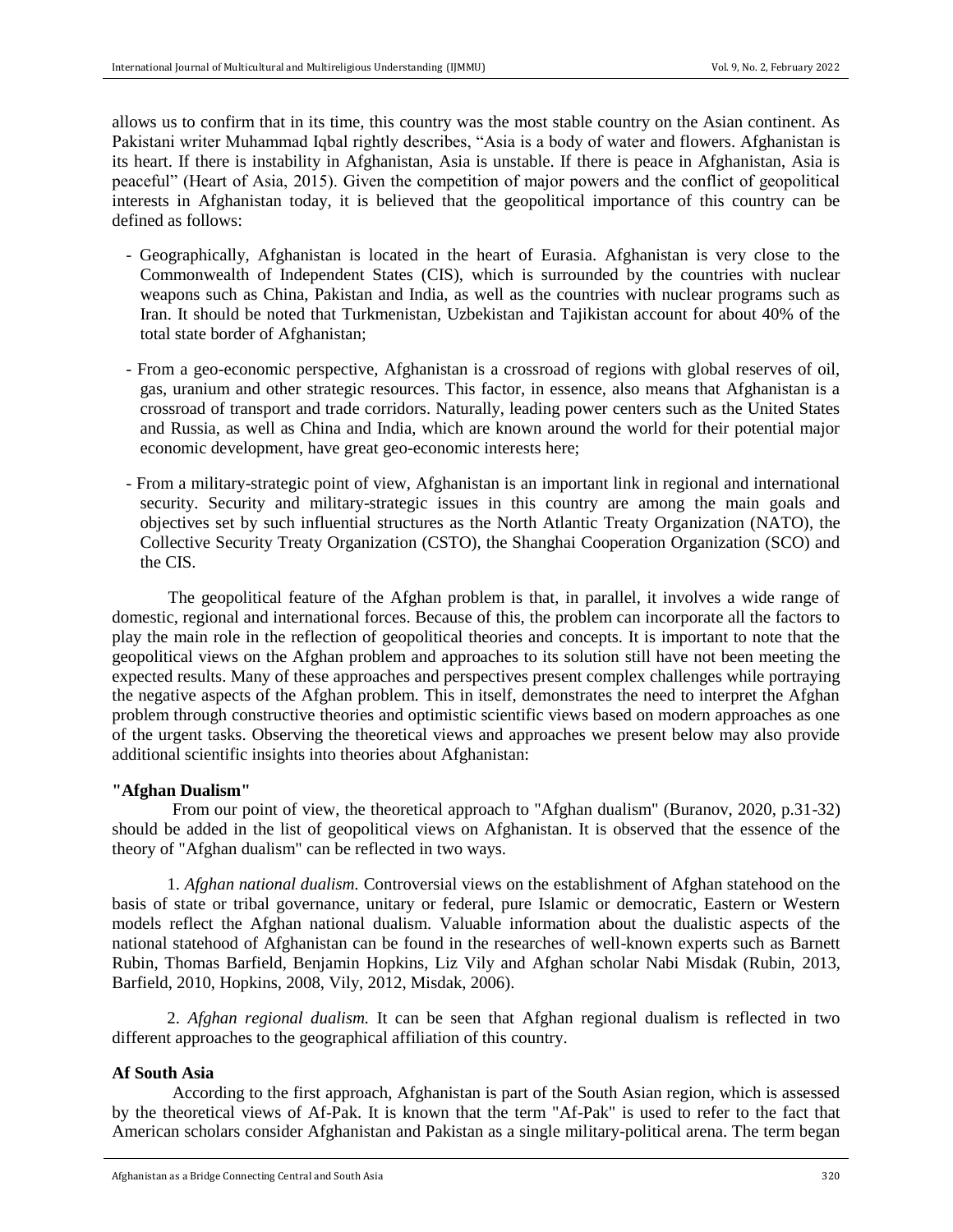allows us to confirm that in its time, this country was the most stable country on the Asian continent. As Pakistani writer Muhammad Iqbal rightly describes, "Asia is a body of water and flowers. Afghanistan is its heart. If there is instability in Afghanistan, Asia is unstable. If there is peace in Afghanistan, Asia is peaceful" (Heart of Asia, 2015). Given the competition of major powers and the conflict of geopolitical interests in Afghanistan today, it is believed that the geopolitical importance of this country can be defined as follows:

- Geographically, Afghanistan is located in the heart of Eurasia. Afghanistan is very close to the Commonwealth of Independent States (CIS), which is surrounded by the countries with nuclear weapons such as China, Pakistan and India, as well as the countries with nuclear programs such as Iran. It should be noted that Turkmenistan, Uzbekistan and Tajikistan account for about 40% of the total state border of Afghanistan;
- From a geo-economic perspective, Afghanistan is a crossroad of regions with global reserves of oil, gas, uranium and other strategic resources. This factor, in essence, also means that Afghanistan is a crossroad of transport and trade corridors. Naturally, leading power centers such as the United States and Russia, as well as China and India, which are known around the world for their potential major economic development, have great geo-economic interests here;
- From a military-strategic point of view, Afghanistan is an important link in regional and international security. Security and military-strategic issues in this country are among the main goals and objectives set by such influential structures as the North Atlantic Treaty Organization (NATO), the Collective Security Treaty Organization (CSTO), the Shanghai Cooperation Organization (SCO) and the CIS.

The geopolitical feature of the Afghan problem is that, in parallel, it involves a wide range of domestic, regional and international forces. Because of this, the problem can incorporate all the factors to play the main role in the reflection of geopolitical theories and concepts. It is important to note that the geopolitical views on the Afghan problem and approaches to its solution still have not been meeting the expected results. Many of these approaches and perspectives present complex challenges while portraying the negative aspects of the Afghan problem. This in itself, demonstrates the need to interpret the Afghan problem through constructive theories and optimistic scientific views based on modern approaches as one of the urgent tasks. Observing the theoretical views and approaches we present below may also provide additional scientific insights into theories about Afghanistan:

**"Afghan Dualism"**

From our point of view, the theoretical approach to "Afghan dualism" (Buranov, 2020, p.31-32) should be added in the list of geopolitical views on Afghanistan. It is observed that the essence of the theory of "Afghan dualism" can be reflected in two ways.

1. *Afghan national dualism.* Controversial views on the establishment of Afghan statehood on the basis of state or tribal governance, unitary or federal, pure Islamic or democratic, Eastern or Western models reflect the Afghan national dualism. Valuable information about the dualistic aspects of the national statehood of Afghanistan can be found in the researches of well-known experts such as Barnett Rubin, Thomas Barfield, Benjamin Hopkins, Liz Vily and Afghan scholar Nabi Misdak (Rubin, 2013, Barfield, 2010, Hopkins, 2008, Vily, 2012, Misdak, 2006).

2. *Afghan regional dualism.* It can be seen that Afghan regional dualism is reflected in two different approaches to the geographical affiliation of this country.

**Af South Asia**

According to the first approach, Afghanistan is part of the South Asian region, which is assessed by the theoretical views of Af-Pak. It is known that the term "Af-Pak" is used to refer to the fact that American scholars consider Afghanistan and Pakistan as a single military-political arena. The term began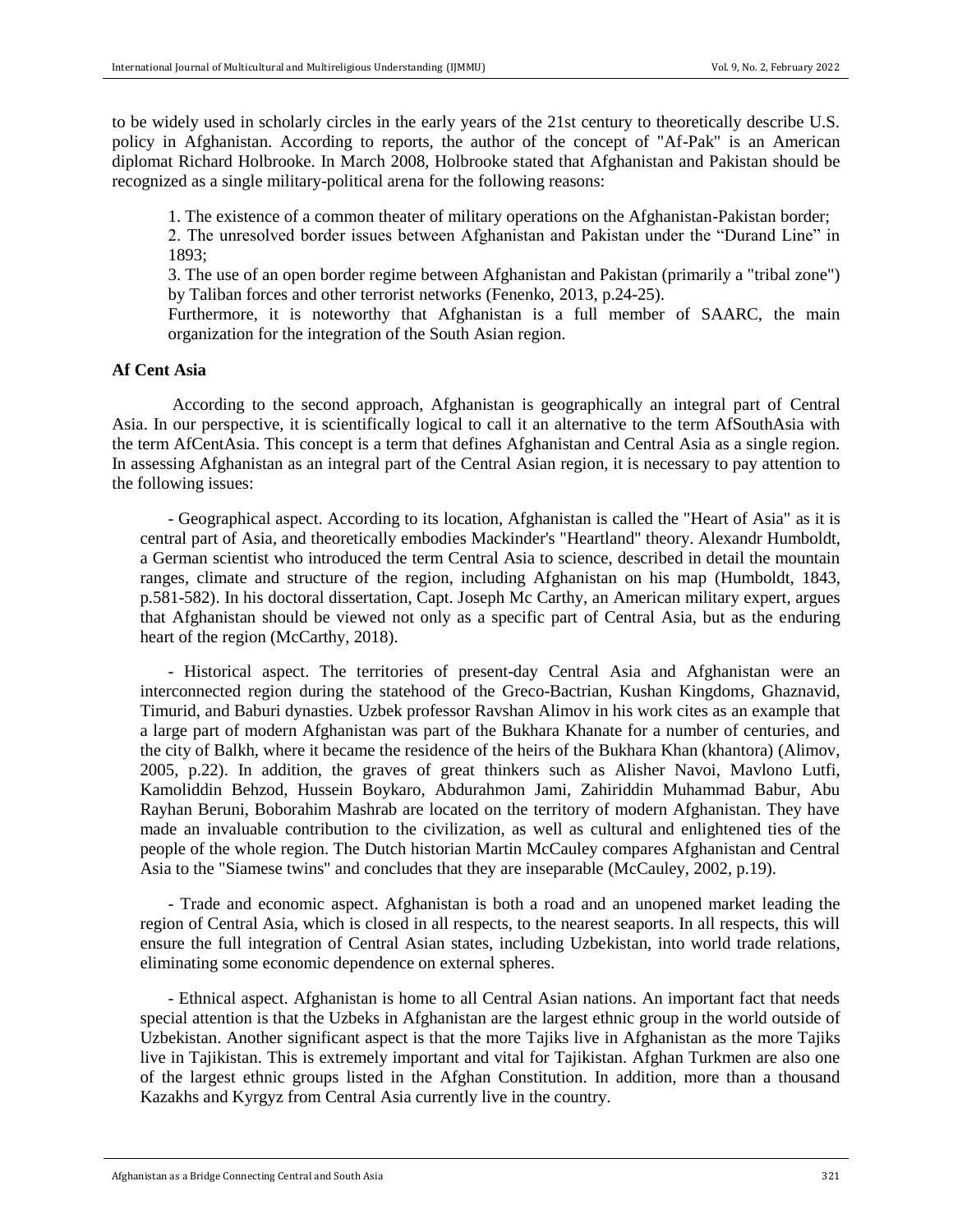to be widely used in scholarly circles in the early years of the 21st century to theoretically describe U.S. policy in Afghanistan. According to reports, the author of the concept of "Af-Pak" is an American diplomat Richard Holbrooke. In March 2008, Holbrooke stated that Afghanistan and Pakistan should be recognized as a single military-political arena for the following reasons:

1. The existence of a common theater of military operations on the Afghanistan-Pakistan border;
2. The unresolved border issues between Afghanistan and Pakistan under the "Durand Line" in 1893;
3. The use of an open border regime between Afghanistan and Pakistan (primarily a "tribal zone") by Taliban forces and other terrorist networks (Fenenko, 2013, p.24-25).

Furthermore, it is noteworthy that Afghanistan is a full member of SAARC, the main organization for the integration of the South Asian region.

**Af Cent Asia**

According to the second approach, Afghanistan is geographically an integral part of Central Asia. In our perspective, it is scientifically logical to call it an alternative to the term AfSouthAsia with the term AfCentAsia. This concept is a term that defines Afghanistan and Central Asia as a single region. In assessing Afghanistan as an integral part of the Central Asian region, it is necessary to pay attention to the following issues:

- Geographical aspect. According to its location, Afghanistan is called the "Heart of Asia" as it is central part of Asia, and theoretically embodies Mackinder's "Heartland" theory. Alexandr Humboldt, a German scientist who introduced the term Central Asia to science, described in detail the mountain ranges, climate and structure of the region, including Afghanistan on his map (Humboldt, 1843, p.581-582). In his doctoral dissertation, Capt. Joseph Mc Carthy, an American military expert, argues that Afghanistan should be viewed not only as a specific part of Central Asia, but as the enduring heart of the region (McCarthy, 2018).

- Historical aspect. The territories of present-day Central Asia and Afghanistan were an interconnected region during the statehood of the Greco-Bactrian, Kushan Kingdoms, Ghaznavid, Timurid, and Baburi dynasties. Uzbek professor Ravshan Alimov in his work cites as an example that a large part of modern Afghanistan was part of the Bukhara Khanate for a number of centuries, and the city of Balkh, where it became the residence of the heirs of the Bukhara Khan (khantora) (Alimov, 2005, p.22). In addition, the graves of great thinkers such as Alisher Navoi, Mavlono Lutfi, Kamoliddin Behzod, Hussein Boykaro, Abdurahmon Jami, Zahiriddin Muhammad Babur, Abu Rayhan Beruni, Boborahim Mashrab are located on the territory of modern Afghanistan. They have made an invaluable contribution to the civilization, as well as cultural and enlightened ties of the people of the whole region. The Dutch historian Martin McCauley compares Afghanistan and Central Asia to the "Siamese twins" and concludes that they are inseparable (McCauley, 2002, p.19).

- Trade and economic aspect. Afghanistan is both a road and an unopened market leading the region of Central Asia, which is closed in all respects, to the nearest seaports. In all respects, this will ensure the full integration of Central Asian states, including Uzbekistan, into world trade relations, eliminating some economic dependence on external spheres.

- Ethnical aspect. Afghanistan is home to all Central Asian nations. An important fact that needs special attention is that the Uzbeks in Afghanistan are the largest ethnic group in the world outside of Uzbekistan. Another significant aspect is that the more Tajiks live in Afghanistan as the more Tajiks live in Tajikistan. This is extremely important and vital for Tajikistan. Afghan Turkmen are also one of the largest ethnic groups listed in the Afghan Constitution. In addition, more than a thousand Kazakhs and Kyrgyz from Central Asia currently live in the country.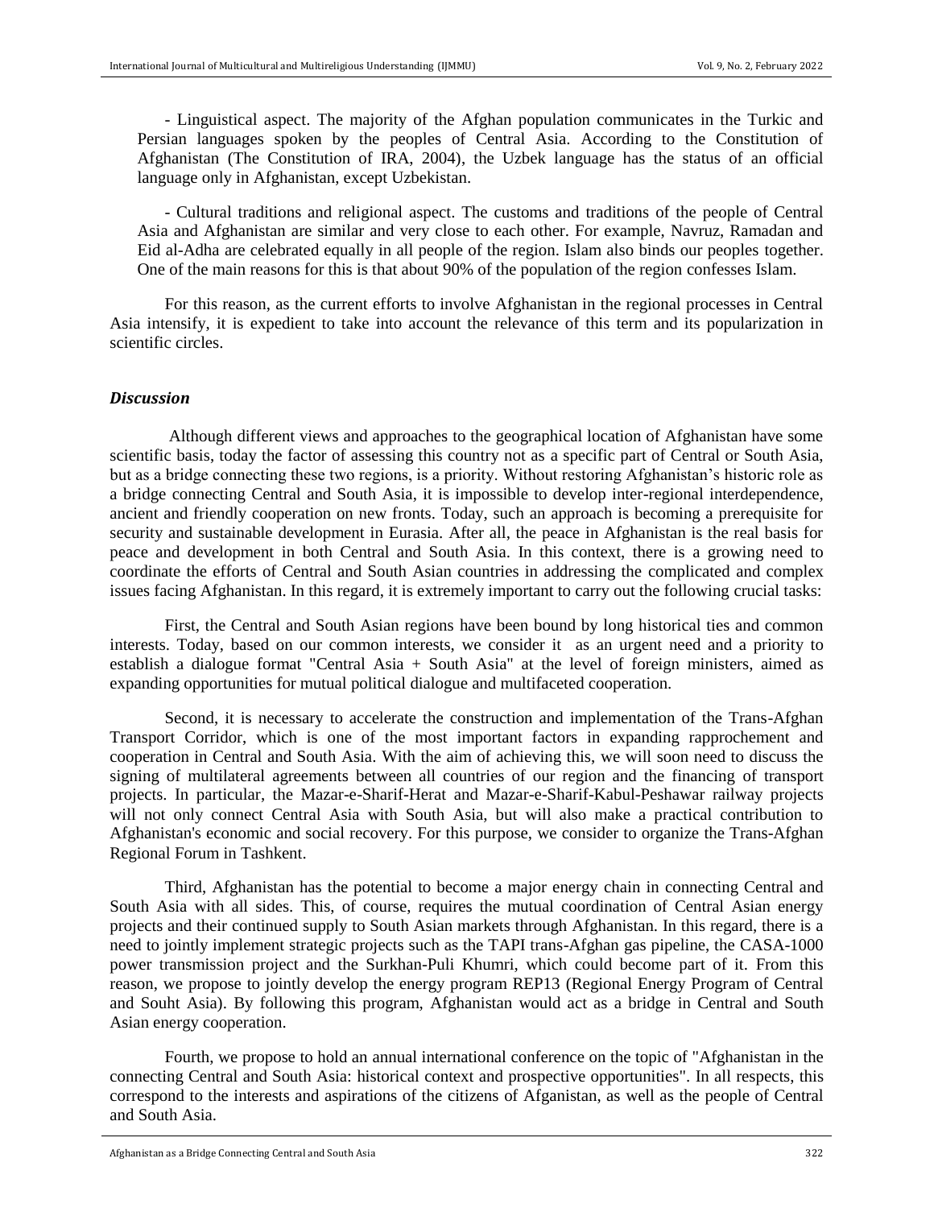- Linguistical aspect. The majority of the Afghan population communicates in the Turkic and Persian languages spoken by the peoples of Central Asia. According to the Constitution of Afghanistan (The Constitution of IRA, 2004), the Uzbek language has the status of an official language only in Afghanistan, except Uzbekistan.

- Cultural traditions and religional aspect. The customs and traditions of the people of Central Asia and Afghanistan are similar and very close to each other. For example, Navruz, Ramadan and Eid al-Adha are celebrated equally in all people of the region. Islam also binds our peoples together. One of the main reasons for this is that about 90% of the population of the region confesses Islam.

For this reason, as the current efforts to involve Afghanistan in the regional processes in Central Asia intensify, it is expedient to take into account the relevance of this term and its popularization in scientific circles.

### *Discussion*

Although different views and approaches to the geographical location of Afghanistan have some scientific basis, today the factor of assessing this country not as a specific part of Central or South Asia, but as a bridge connecting these two regions, is a priority. Without restoring Afghanistan's historic role as a bridge connecting Central and South Asia, it is impossible to develop inter-regional interdependence, ancient and friendly cooperation on new fronts. Today, such an approach is becoming a prerequisite for security and sustainable development in Eurasia. After all, the peace in Afghanistan is the real basis for peace and development in both Central and South Asia. In this context, there is a growing need to coordinate the efforts of Central and South Asian countries in addressing the complicated and complex issues facing Afghanistan. In this regard, it is extremely important to carry out the following crucial tasks:

First, the Central and South Asian regions have been bound by long historical ties and common interests. Today, based on our common interests, we consider it as an urgent need and a priority to establish a dialogue format "Central Asia + South Asia" at the level of foreign ministers, aimed as expanding opportunities for mutual political dialogue and multifaceted cooperation.

Second, it is necessary to accelerate the construction and implementation of the Trans-Afghan Transport Corridor, which is one of the most important factors in expanding rapprochement and cooperation in Central and South Asia. With the aim of achieving this, we will soon need to discuss the signing of multilateral agreements between all countries of our region and the financing of transport projects. In particular, the Mazar-e-Sharif-Herat and Mazar-e-Sharif-Kabul-Peshawar railway projects will not only connect Central Asia with South Asia, but will also make a practical contribution to Afghanistan's economic and social recovery. For this purpose, we consider to organize the Trans-Afghan Regional Forum in Tashkent.

Third, Afghanistan has the potential to become a major energy chain in connecting Central and South Asia with all sides. This, of course, requires the mutual coordination of Central Asian energy projects and their continued supply to South Asian markets through Afghanistan. In this regard, there is a need to jointly implement strategic projects such as the TAPI trans-Afghan gas pipeline, the CASA-1000 power transmission project and the Surkhan-Puli Khumri, which could become part of it. From this reason, we propose to jointly develop the energy program REP13 (Regional Energy Program of Central and Souht Asia). By following this program, Afghanistan would act as a bridge in Central and South Asian energy cooperation.

Fourth, we propose to hold an annual international conference on the topic of "Afghanistan in the connecting Central and South Asia: historical context and prospective opportunities". In all respects, this correspond to the interests and aspirations of the citizens of Afganistan, as well as the people of Central and South Asia.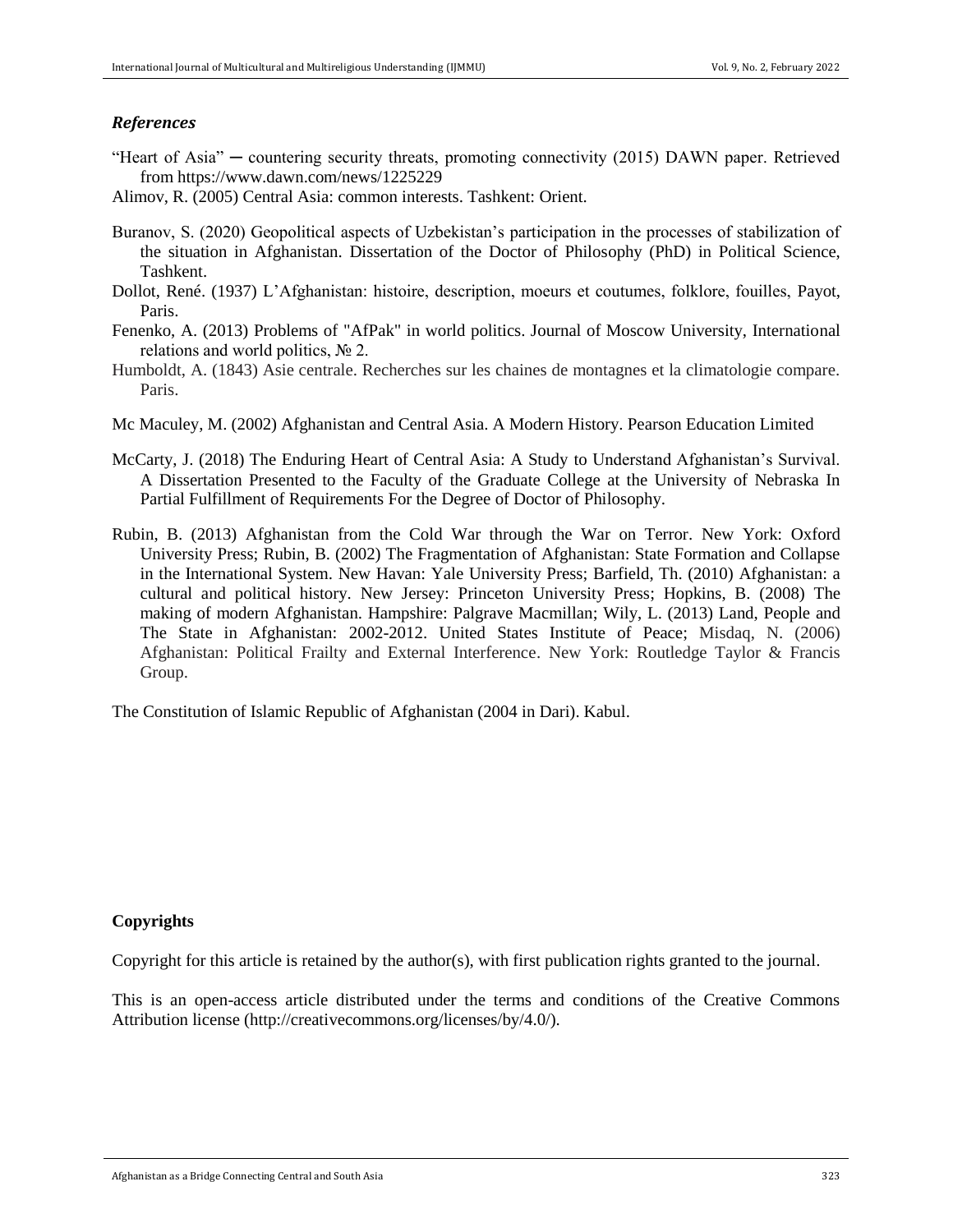### *References*

"Heart of Asia" ─ countering security threats, promoting connectivity (2015) DAWN paper. Retrieved from https://www.dawn.com/news/1225229

Alimov, R. (2005) Central Asia: common interests. Tashkent: Orient.

Buranov, S. (2020) Geopolitical aspects of Uzbekistan's participation in the processes of stabilization of the situation in Afghanistan. Dissertation of the Doctor of Philosophy (PhD) in Political Science, Tashkent.

Dollot, René. (1937) L'Afghanistan: histoire, description, moeurs et coutumes, folklore, fouilles, Payot, Paris.

Fenenko, A. (2013) Problems of "AfPak" in world politics. Journal of Moscow University, International relations and world politics, № 2.

Humboldt, A. (1843) Asie centrale. Recherches sur les chaines de montagnes et la climatologie compare. Paris.

Mc Maculey, M. (2002) Afghanistan and Central Asia. A Modern History. Pearson Education Limited

McCarty, J. (2018) The Enduring Heart of Central Asia: A Study to Understand Afghanistan's Survival. A Dissertation Presented to the Faculty of the Graduate College at the University of Nebraska In Partial Fulfillment of Requirements For the Degree of Doctor of Philosophy.

Rubin, B. (2013) Afghanistan from the Cold War through the War on Terror. New York: Oxford University Press; Rubin, B. (2002) The Fragmentation of Afghanistan: State Formation and Collapse in the International System. New Havan: Yale University Press; Barfield, Th. (2010) Afghanistan: a cultural and political history. New Jersey: Princeton University Press; Hopkins, B. (2008) The making of modern Afghanistan. Hampshire: Palgrave Macmillan; Wily, L. (2013) Land, People and The State in Afghanistan: 2002-2012. United States Institute of Peace; Misdaq, N. (2006) Afghanistan: Political Frailty and External Interference. New York: Routledge Taylor & Francis Group.

The Constitution of Islamic Republic of Afghanistan (2004 in Dari). Kabul.

**Copyrights**

Copyright for this article is retained by the author(s), with first publication rights granted to the journal.

This is an open-access article distributed under the terms and conditions of the Creative Commons Attribution license (http://creativecommons.org/licenses/by/4.0/).